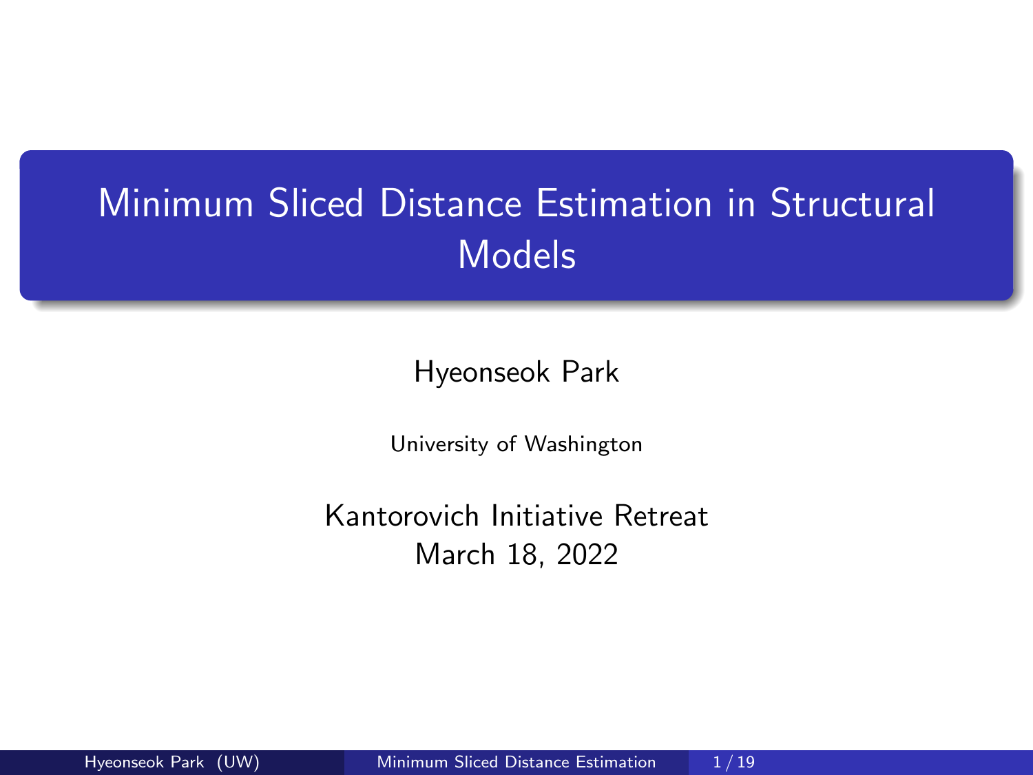# Minimum Sliced Distance Estimation in Structural Models

Hyeonseok Park

University of Washington

Kantorovich Initiative Retreat
March 18, 2022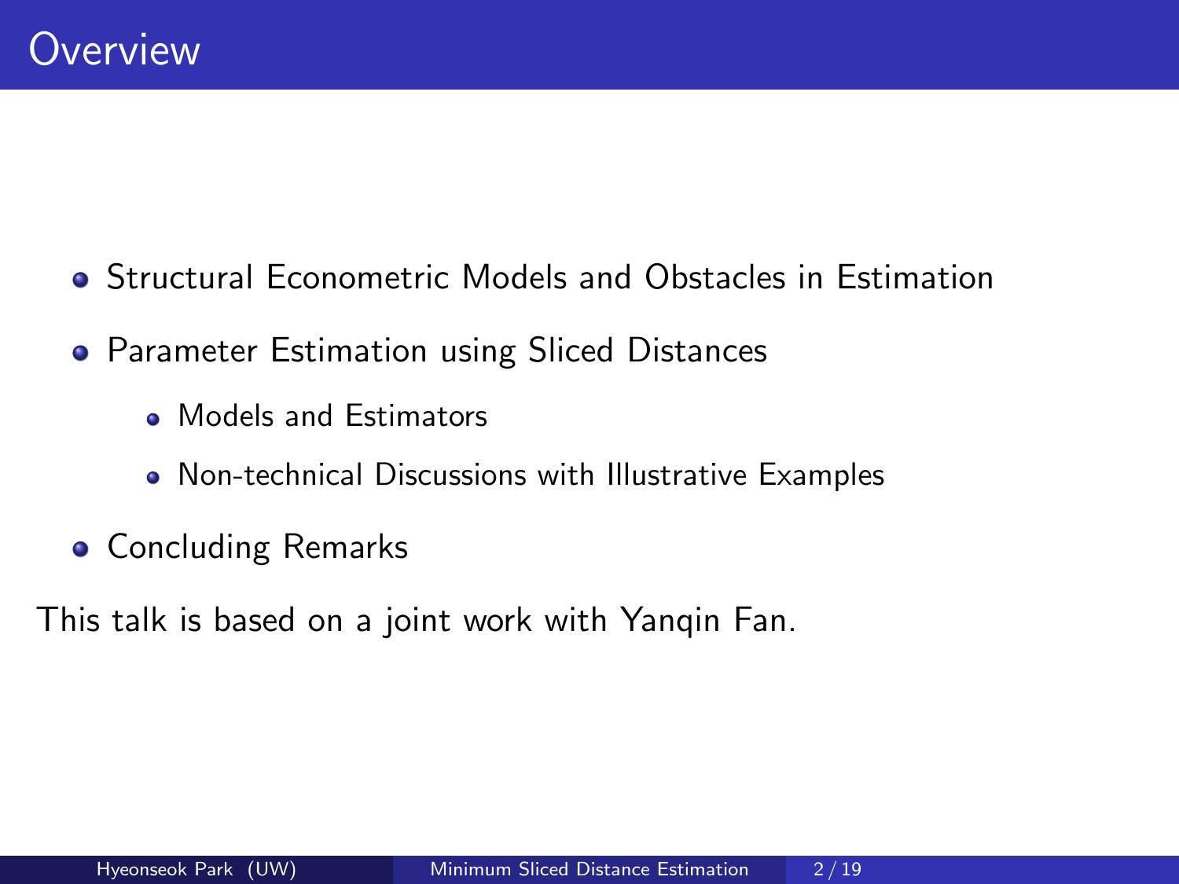# Overview

- Structural Econometric Models and Obstacles in Estimation
- Parameter Estimation using Sliced Distances
  - Models and Estimators
  - Non-technical Discussions with Illustrative Examples
- Concluding Remarks

This talk is based on a joint work with Yanqin Fan.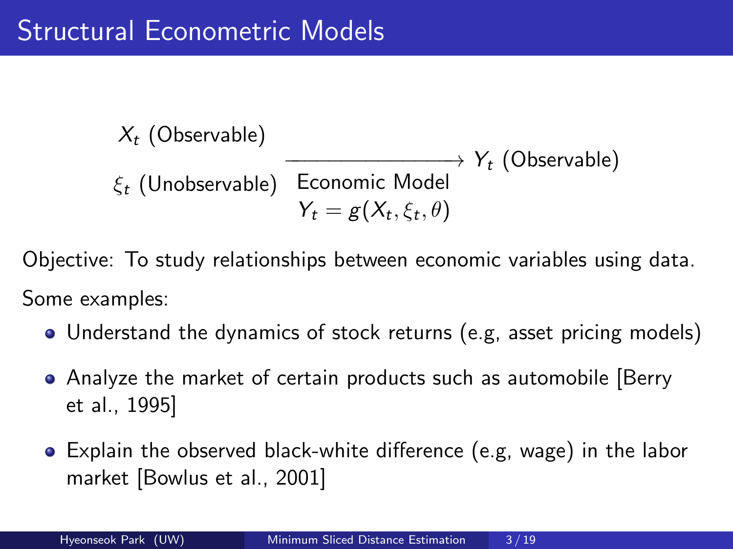# Structural Econometric Models

$$
\begin{array}{l} X_t \text{ (Observable)} \\ \xi_t \text{ (Unobservable)} \end{array} \xrightarrow[\substack{\text{Economic Model} \\ Y_t = g(X_t, \xi_t, \theta)}]{} Y_t \text{ (Observable)}
$$

Objective: To study relationships between economic variables using data.

Some examples:

- Understand the dynamics of stock returns (e.g, asset pricing models)
- Analyze the market of certain products such as automobile [Berry et al., 1995]
- Explain the observed black-white difference (e.g, wage) in the labor market [Bowlus et al., 2001]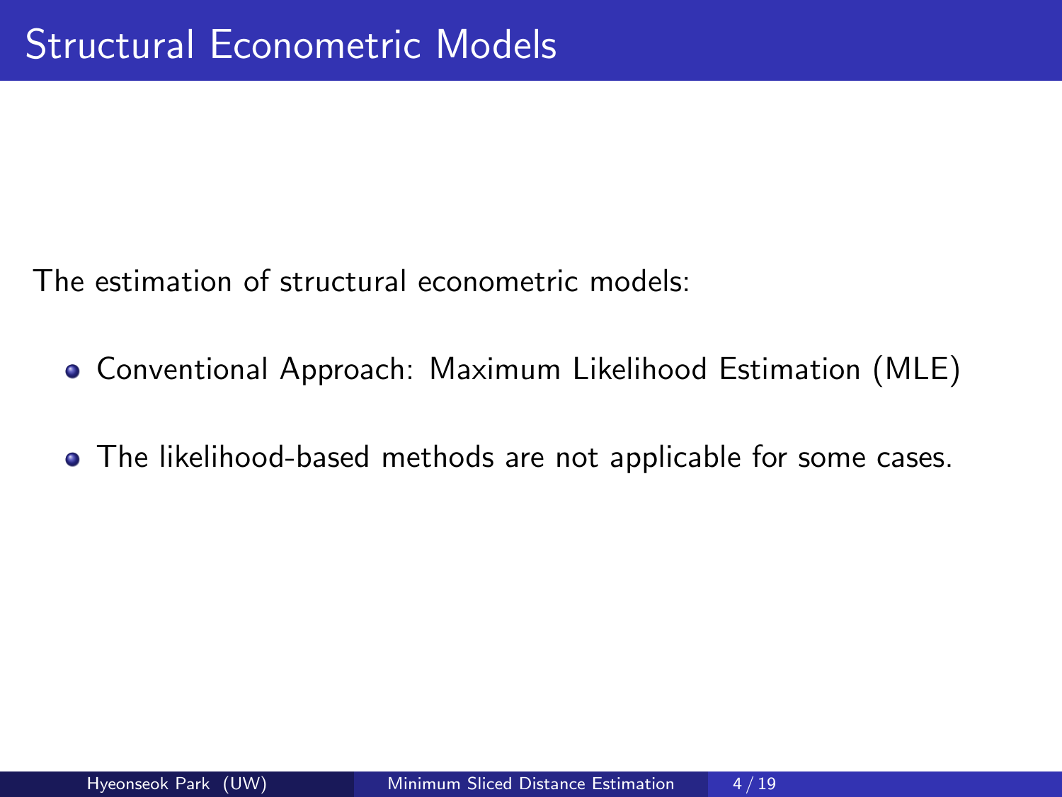# Structural Econometric Models

The estimation of structural econometric models:

- Conventional Approach: Maximum Likelihood Estimation (MLE)
- The likelihood-based methods are not applicable for some cases.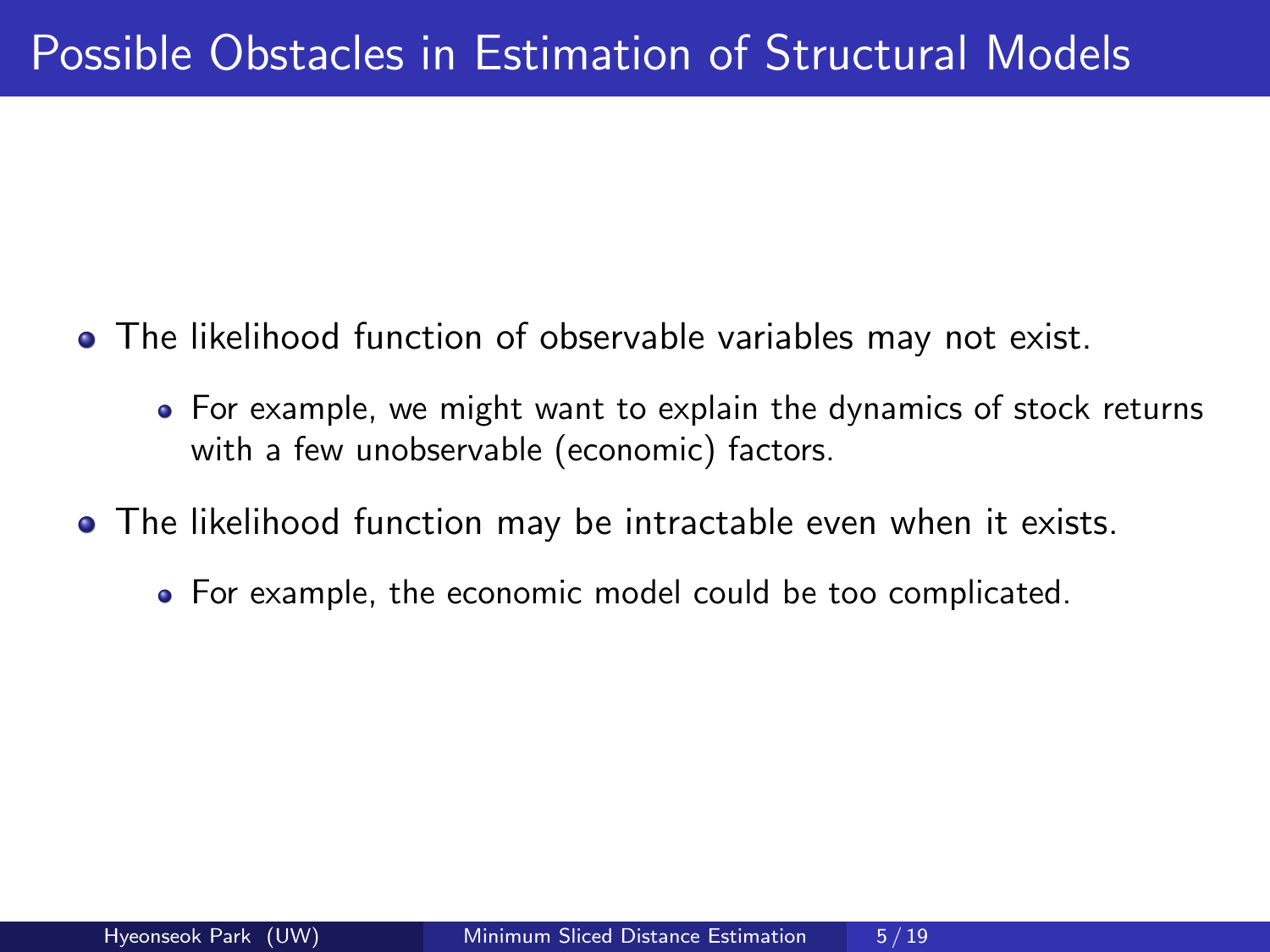# Possible Obstacles in Estimation of Structural Models

- The likelihood function of observable variables may not exist.
  - For example, we might want to explain the dynamics of stock returns with a few unobservable (economic) factors.
- The likelihood function may be intractable even when it exists.
  - For example, the economic model could be too complicated.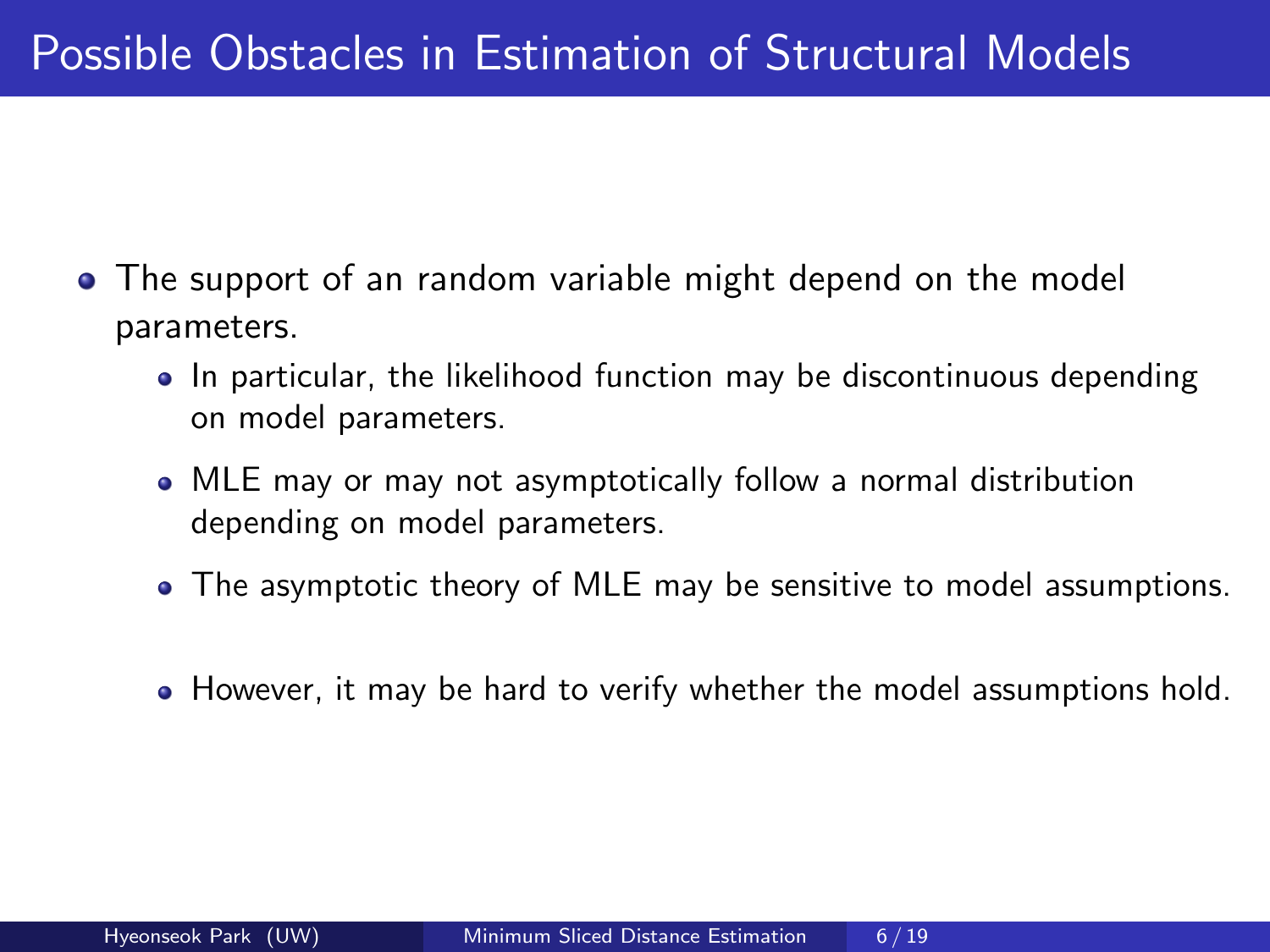# Possible Obstacles in Estimation of Structural Models

- The support of an random variable might depend on the model parameters.
  - In particular, the likelihood function may be discontinuous depending on model parameters.
  - MLE may or may not asymptotically follow a normal distribution depending on model parameters.
  - The asymptotic theory of MLE may be sensitive to model assumptions.
  - However, it may be hard to verify whether the model assumptions hold.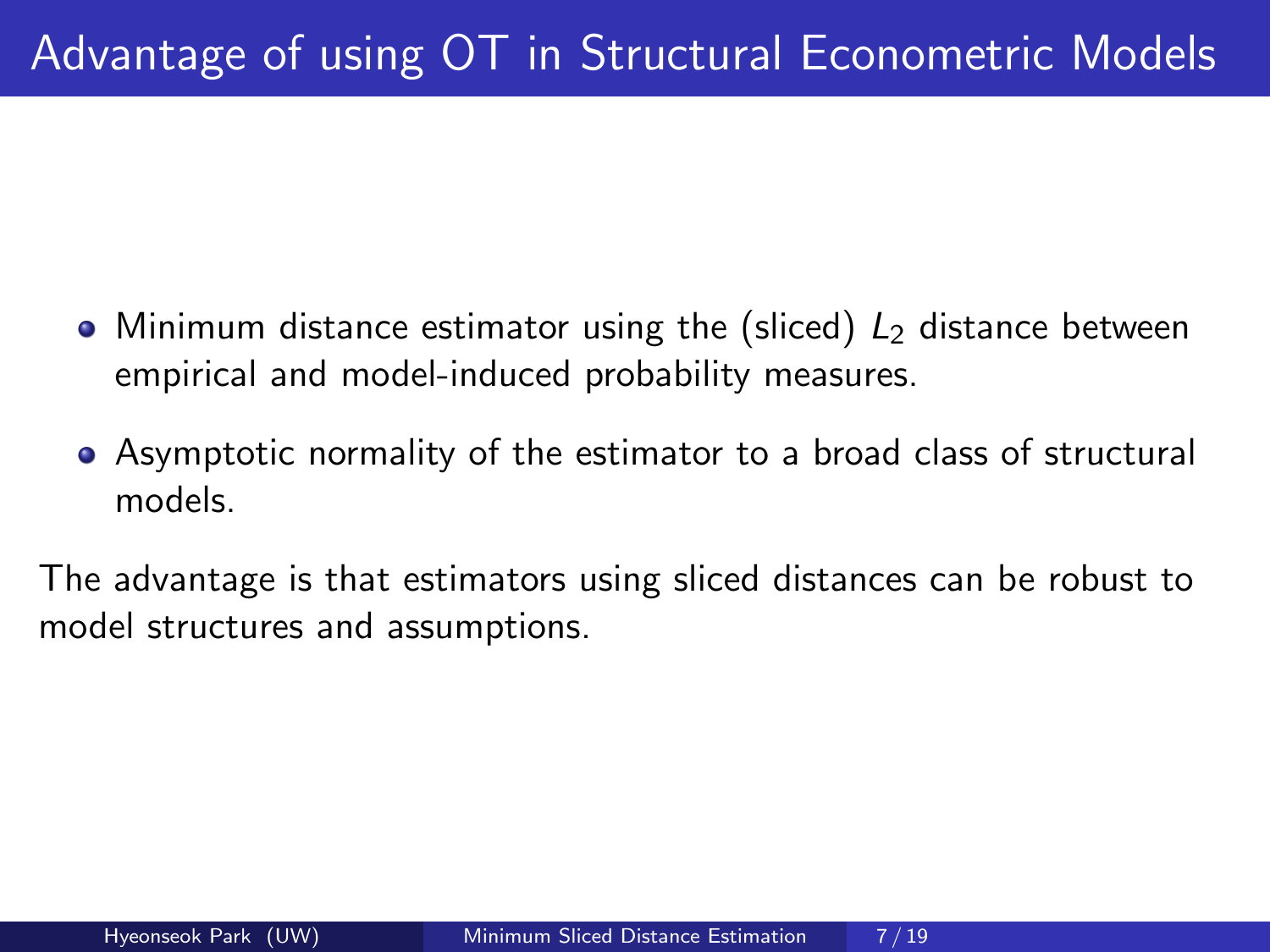# Advantage of using OT in Structural Econometric Models

- Minimum distance estimator using the (sliced) $L_2$ distance between empirical and model-induced probability measures.
- Asymptotic normality of the estimator to a broad class of structural models.

The advantage is that estimators using sliced distances can be robust to model structures and assumptions.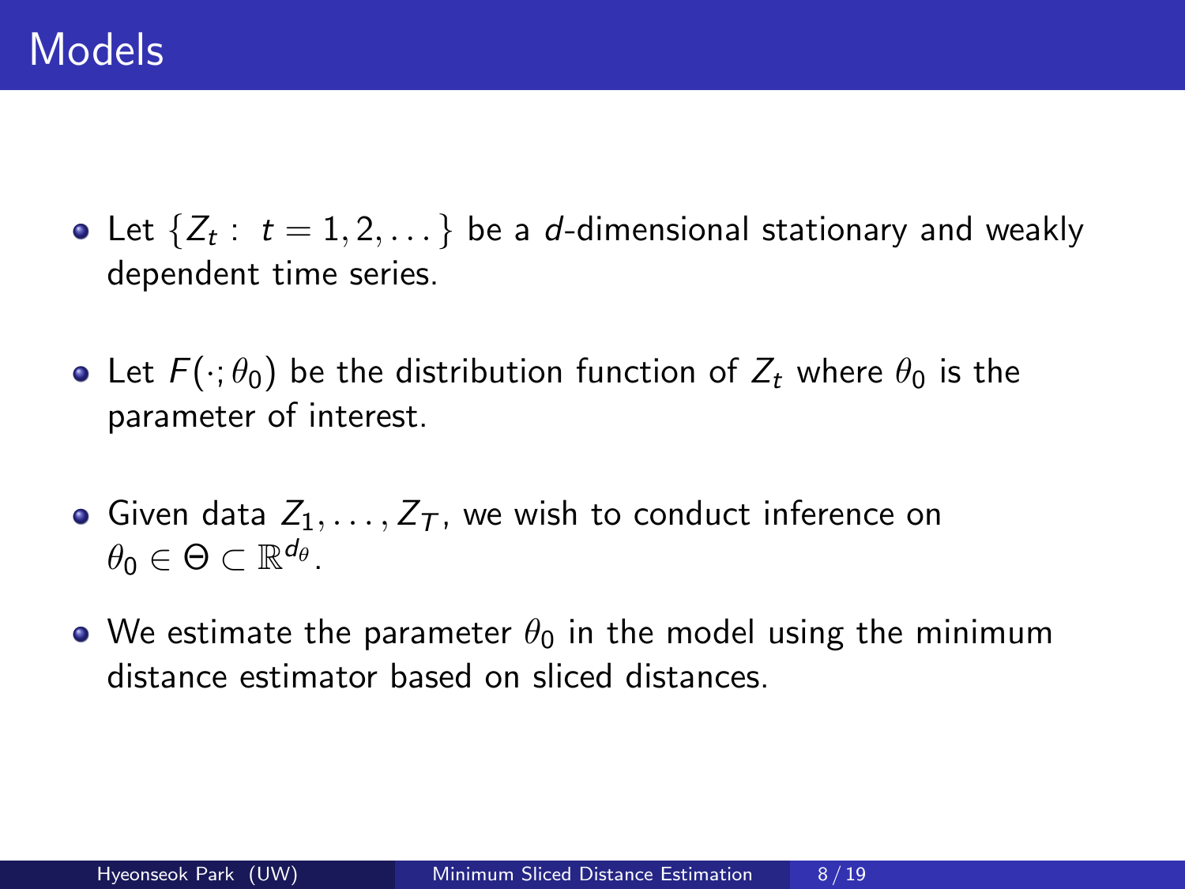# Models

- Let $\{Z_t : t = 1, 2, \dots\}$ be a $d$-dimensional stationary and weakly dependent time series.
- Let $F(\cdot; \theta_0)$ be the distribution function of $Z_t$ where $\theta_0$ is the parameter of interest.
- Given data $Z_1, \dots, Z_T$, we wish to conduct inference on $\theta_0 \in \Theta \subset \mathbb{R}^{d_\theta}$.
- We estimate the parameter $\theta_0$ in the model using the minimum distance estimator based on sliced distances.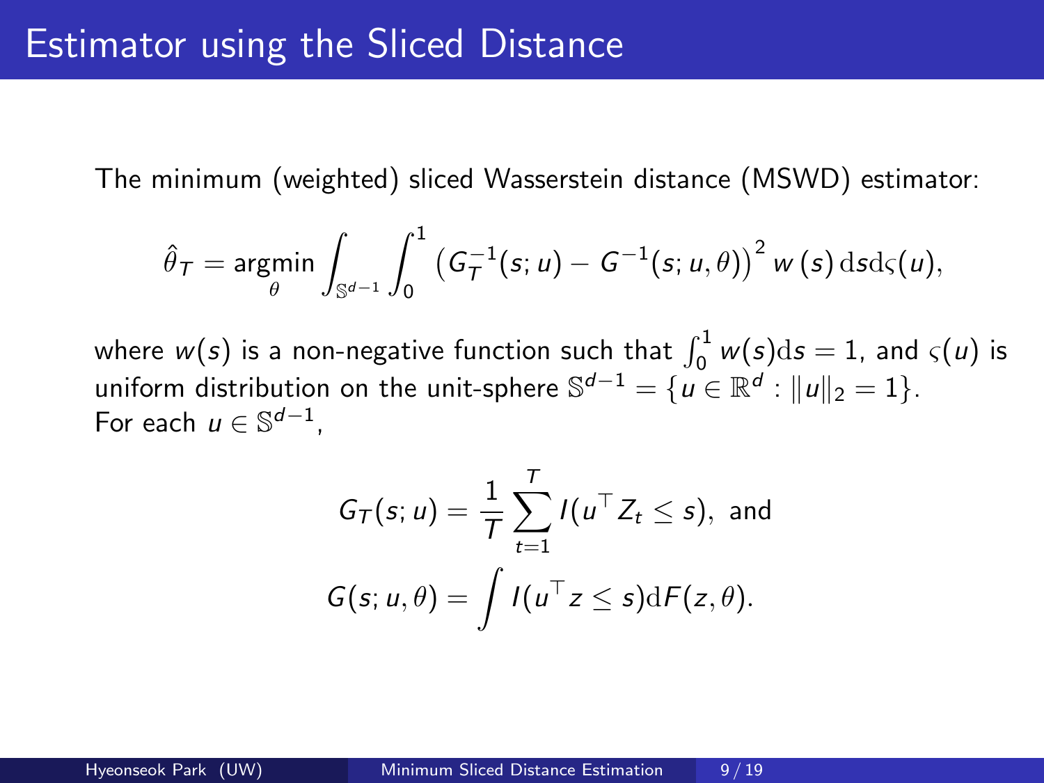# Estimator using the Sliced Distance

The minimum (weighted) sliced Wasserstein distance (MSWD) estimator:

$$\hat{\theta}_T = \underset{\theta}{\operatorname{argmin}} \int_{\mathbb{S}^{d-1}} \int_0^1 \left( G_T^{-1}(s; u) - G^{-1}(s; u, \theta) \right)^2 w(s) \, \mathrm{d}s \mathrm{d}\varsigma(u),$$

where $w(s)$ is a non-negative function such that $\int_0^1 w(s) \mathrm{d}s = 1$, and $\varsigma(u)$ is uniform distribution on the unit-sphere $\mathbb{S}^{d-1} = \{u \in \mathbb{R}^d : \|u\|_2 = 1\}$.
For each $u \in \mathbb{S}^{d-1}$,

$$G_T(s; u) = \frac{1}{T} \sum_{t=1}^{T} I(u^\top Z_t \leq s), \text{ and}$$

$$G(s; u, \theta) = \int I(u^\top z \leq s) \mathrm{d}F(z, \theta).$$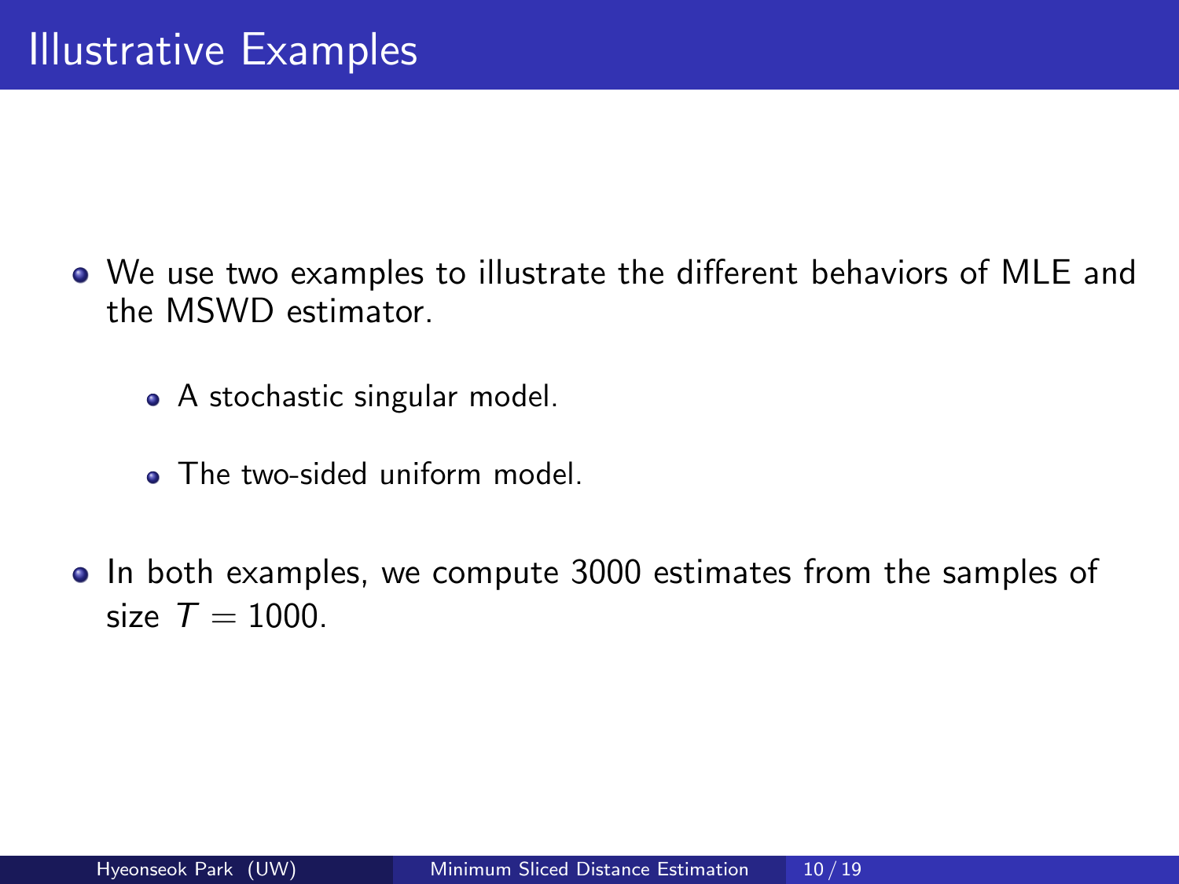# Illustrative Examples

- We use two examples to illustrate the different behaviors of MLE and the MSWD estimator.
  - A stochastic singular model.
  - The two-sided uniform model.
- In both examples, we compute 3000 estimates from the samples of size $T = 1000$.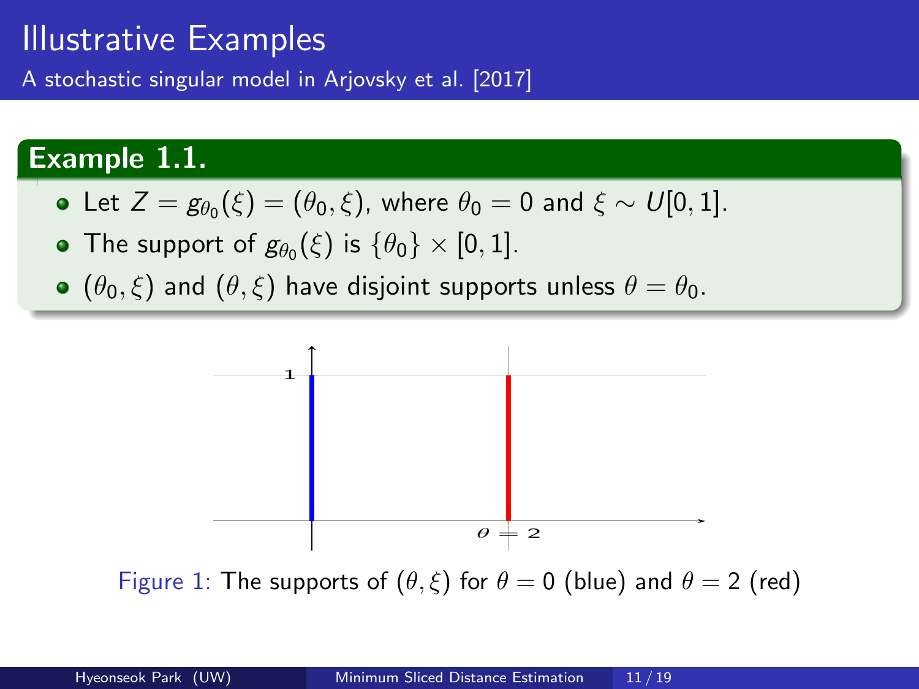# Illustrative Examples

A stochastic singular model in Arjovsky et al. [2017]

**Example 1.1.**

- Let $Z = g_{\theta_0}(\xi) = (\theta_0, \xi)$, where $\theta_0 = 0$ and $\xi \sim U[0, 1]$.
- The support of $g_{\theta_0}(\xi)$ is $\{\theta_0\} \times [0, 1]$.
- $(\theta_0, \xi)$ and $(\theta, \xi)$ have disjoint supports unless $\theta = \theta_0$.

Figure 1: The supports of $(\theta, \xi)$ for $\theta = 0$ (blue) and $\theta = 2$ (red)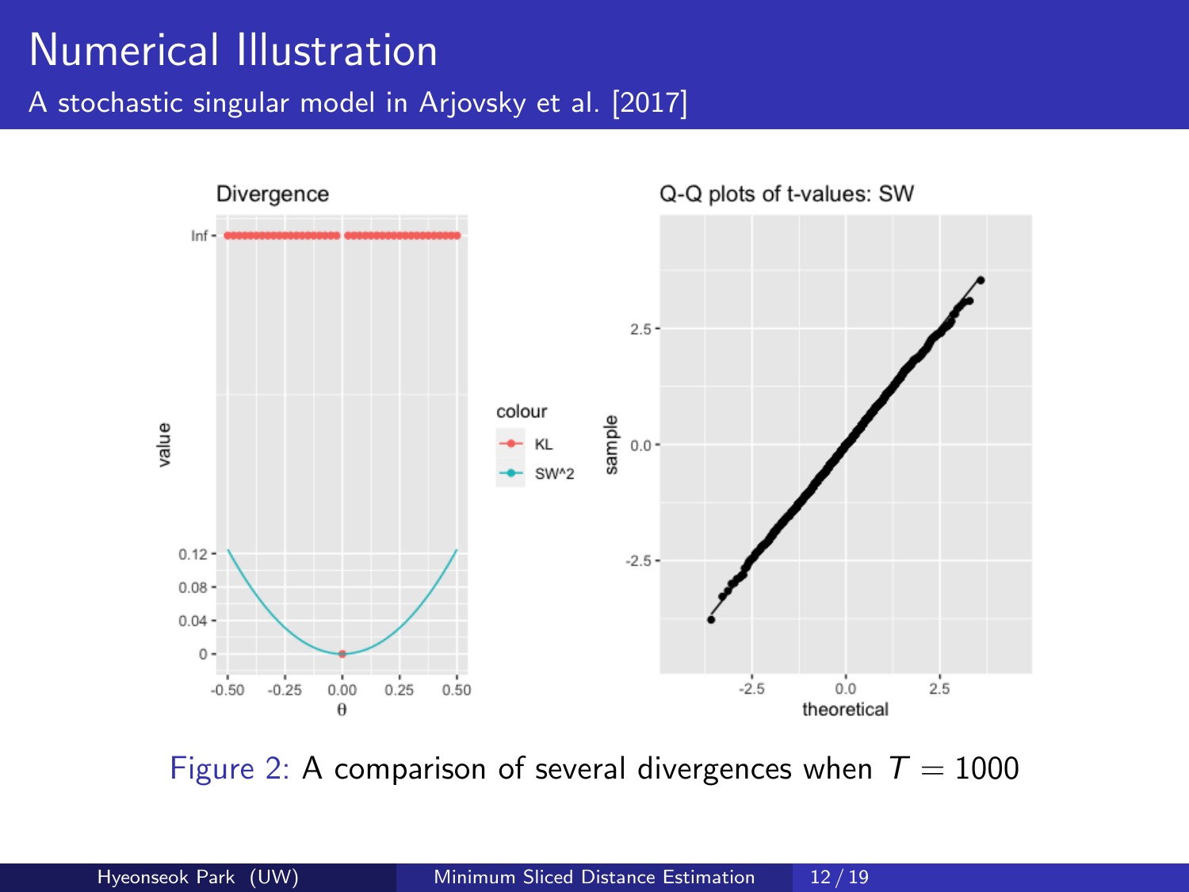# Numerical Illustration

## A stochastic singular model in Arjovsky et al. [2017]

Figure 2: A comparison of several divergences when $T = 1000$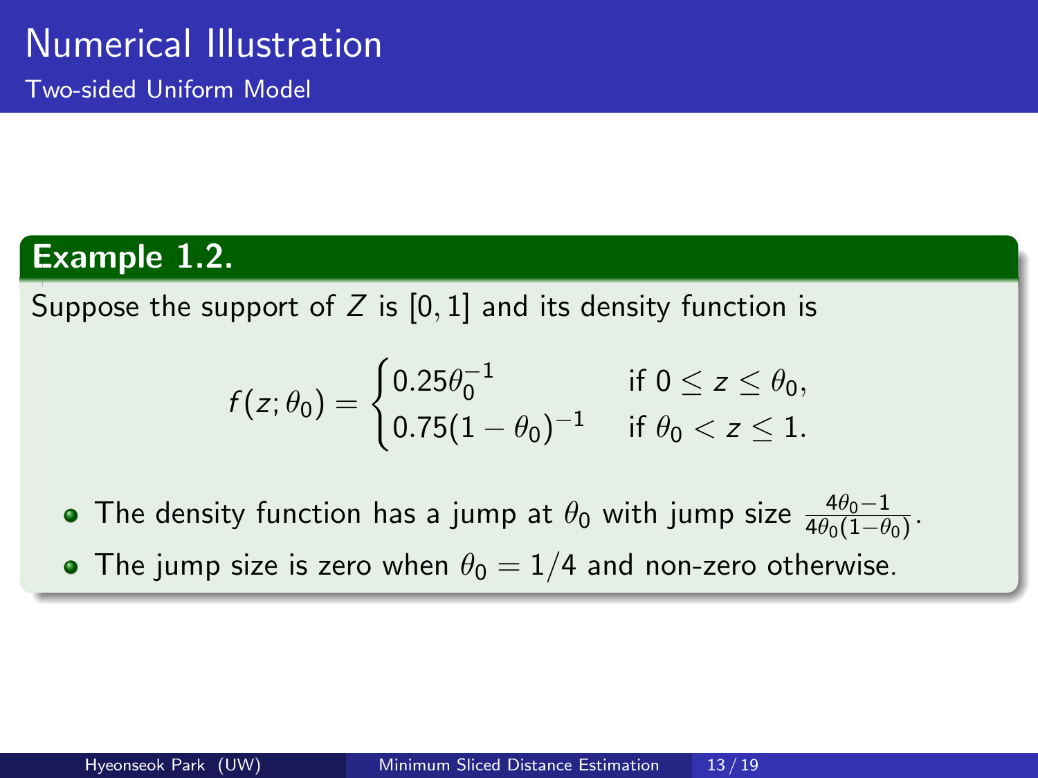# Numerical Illustration

## Two-sided Uniform Model

**Example 1.2.**

Suppose the support of $Z$ is $[0, 1]$ and its density function is

$$f(z; \theta_0) = \begin{cases} 0.25\theta_0^{-1} & \text{if } 0 \leq z \leq \theta_0, \\ 0.75(1 - \theta_0)^{-1} & \text{if } \theta_0 < z \leq 1. \end{cases}$$

- The density function has a jump at $\theta_0$ with jump size $\frac{4\theta_0 - 1}{4\theta_0(1-\theta_0)}$.
- The jump size is zero when $\theta_0 = 1/4$ and non-zero otherwise.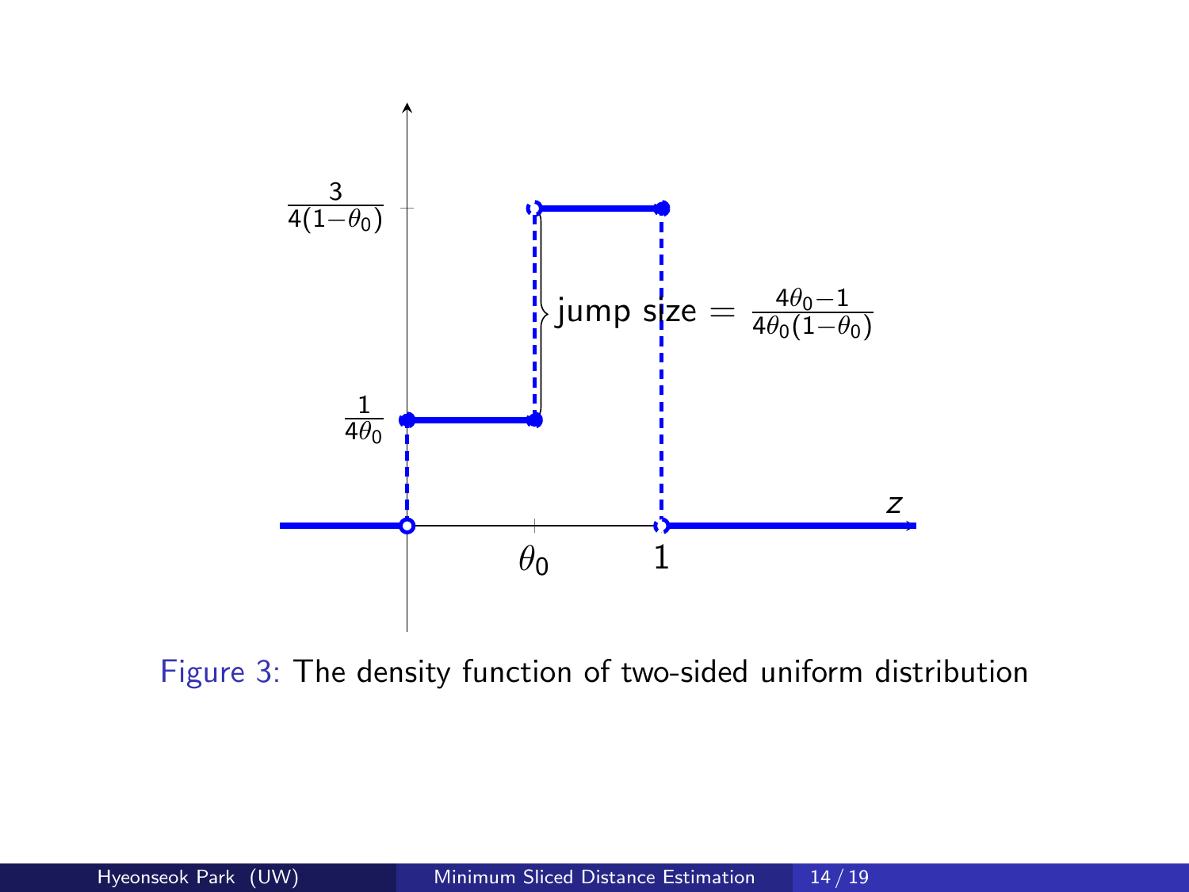Figure 3: The density function of two-sided uniform distribution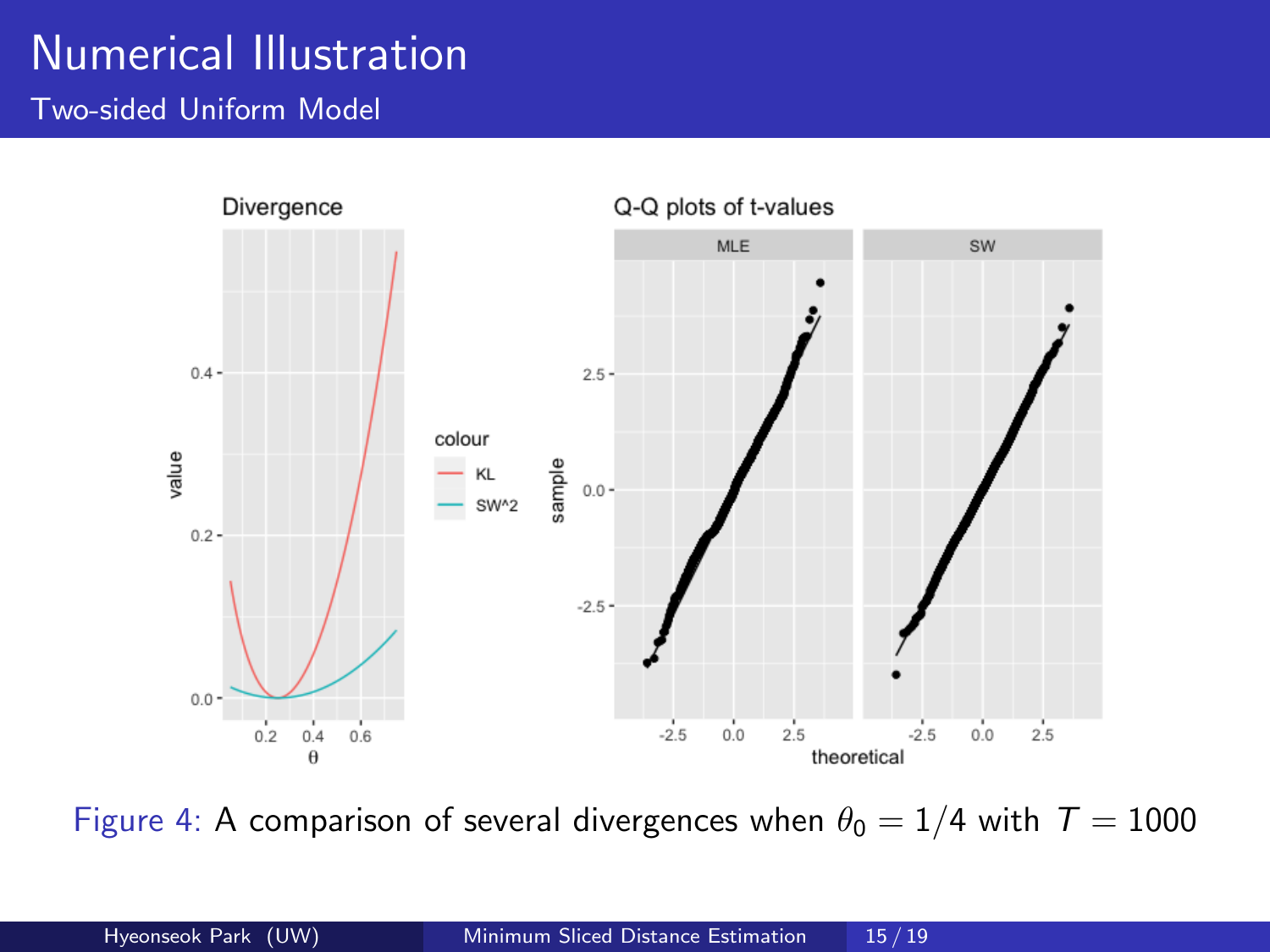# Numerical Illustration

## Two-sided Uniform Model

Figure 4: A comparison of several divergences when $\theta_0 = 1/4$ with $T = 1000$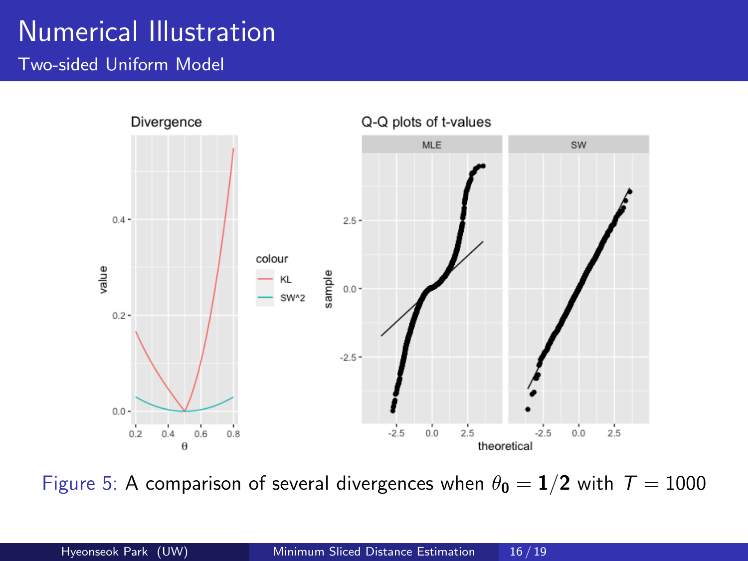# Numerical Illustration

## Two-sided Uniform Model

Figure 5: A comparison of several divergences when $\theta_0 = 1/2$ with $T = 1000$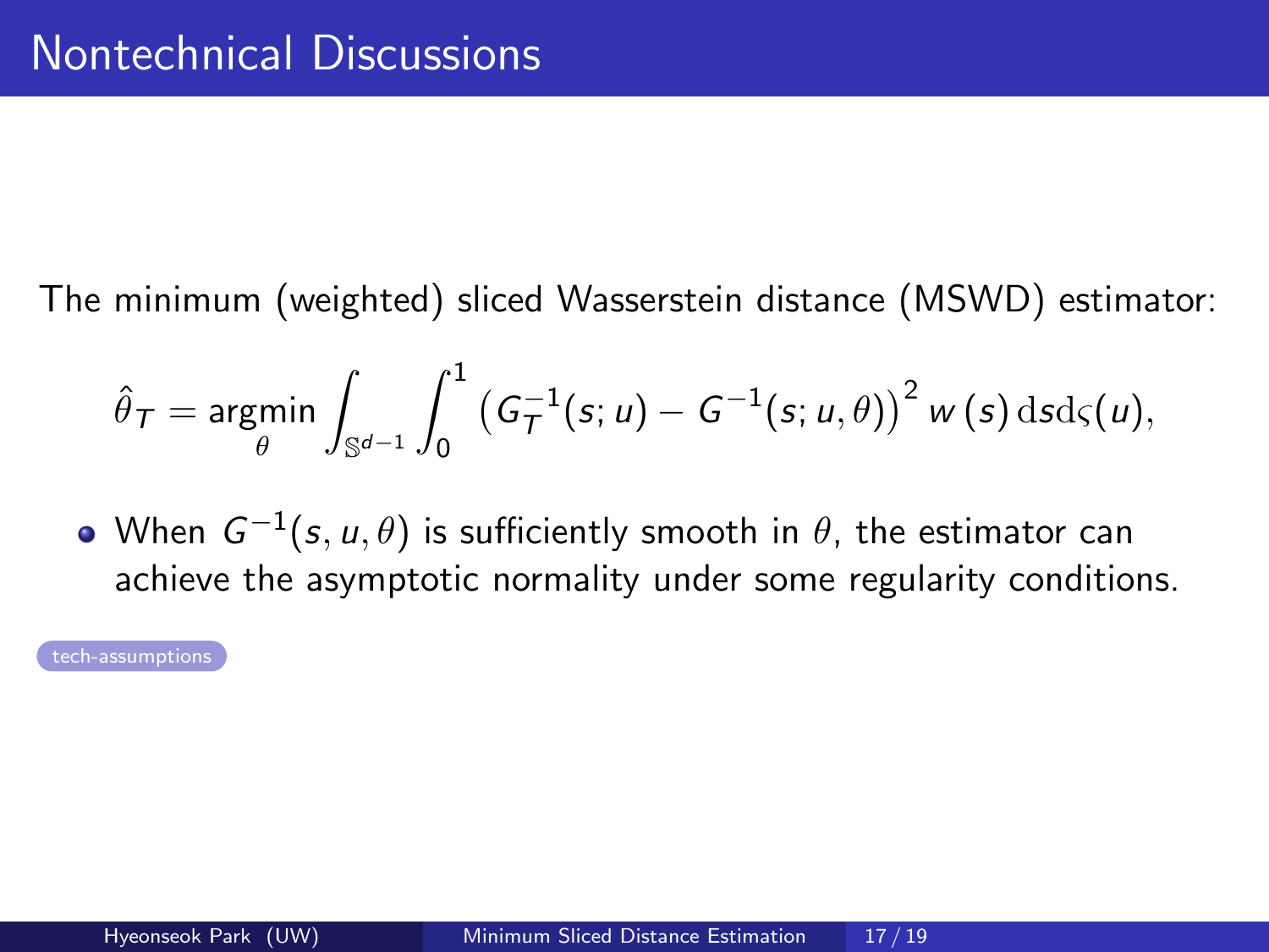# Nontechnical Discussions

The minimum (weighted) sliced Wasserstein distance (MSWD) estimator:

$$\hat{\theta}_T = \underset{\theta}{\operatorname{argmin}} \int_{\mathbb{S}^{d-1}} \int_0^1 \left( G_T^{-1}(s; u) - G^{-1}(s; u, \theta) \right)^2 w(s) \, \mathrm{d}s \mathrm{d}\varsigma(u),$$

- When $G^{-1}(s, u, \theta)$ is sufficiently smooth in $\theta$, the estimator can achieve the asymptotic normality under some regularity conditions.

tech-assumptions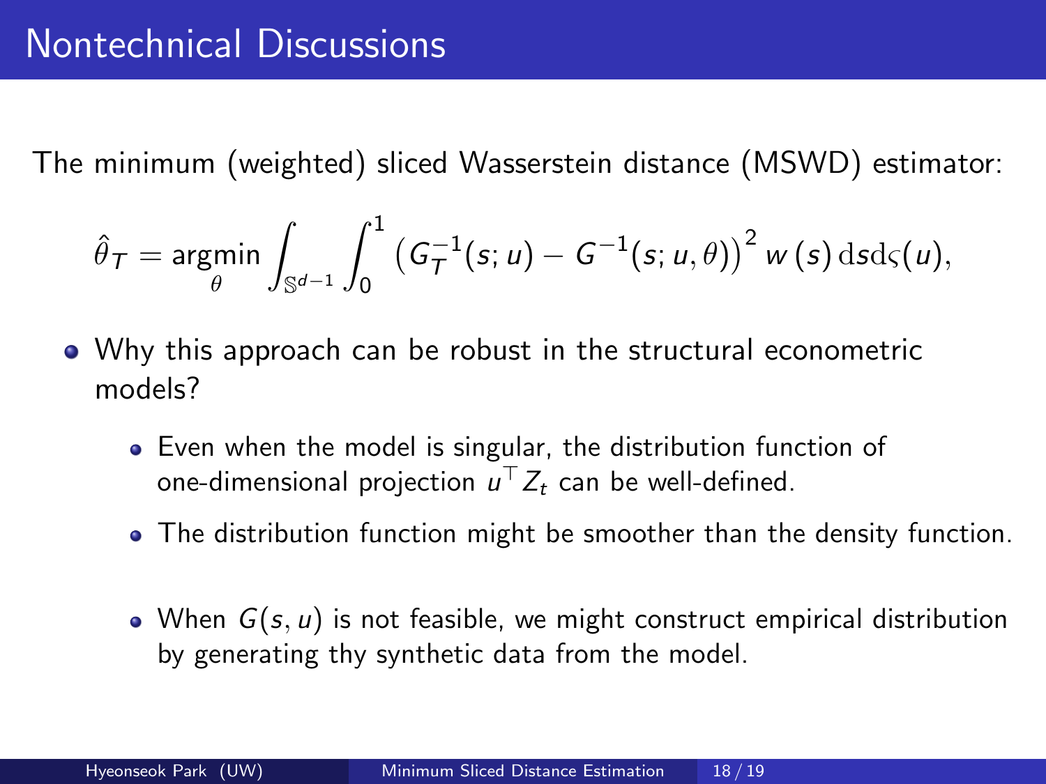# Nontechnical Discussions

The minimum (weighted) sliced Wasserstein distance (MSWD) estimator:

$$\hat{\theta}_T = \underset{\theta}{\operatorname{argmin}} \int_{\mathbb{S}^{d-1}} \int_0^1 \left( G_T^{-1}(s; u) - G^{-1}(s; u, \theta) \right)^2 w(s) \, \mathrm{d}s \mathrm{d}\varsigma(u),$$

- Why this approach can be robust in the structural econometric models?
  - Even when the model is singular, the distribution function of one-dimensional projection $u^\top Z_t$ can be well-defined.
  - The distribution function might be smoother than the density function.
  - When $G(s, u)$ is not feasible, we might construct empirical distribution by generating thy synthetic data from the model.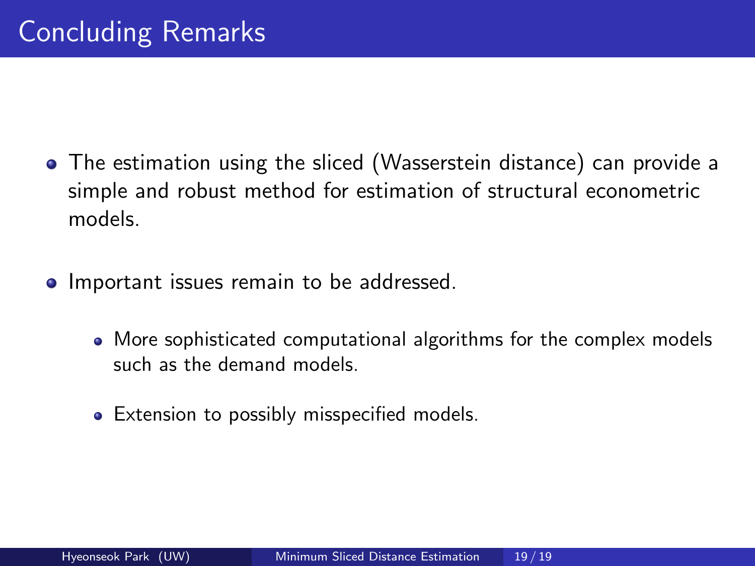# Concluding Remarks

- The estimation using the sliced (Wasserstein distance) can provide a simple and robust method for estimation of structural econometric models.
- Important issues remain to be addressed.
  - More sophisticated computational algorithms for the complex models such as the demand models.
  - Extension to possibly misspecified models.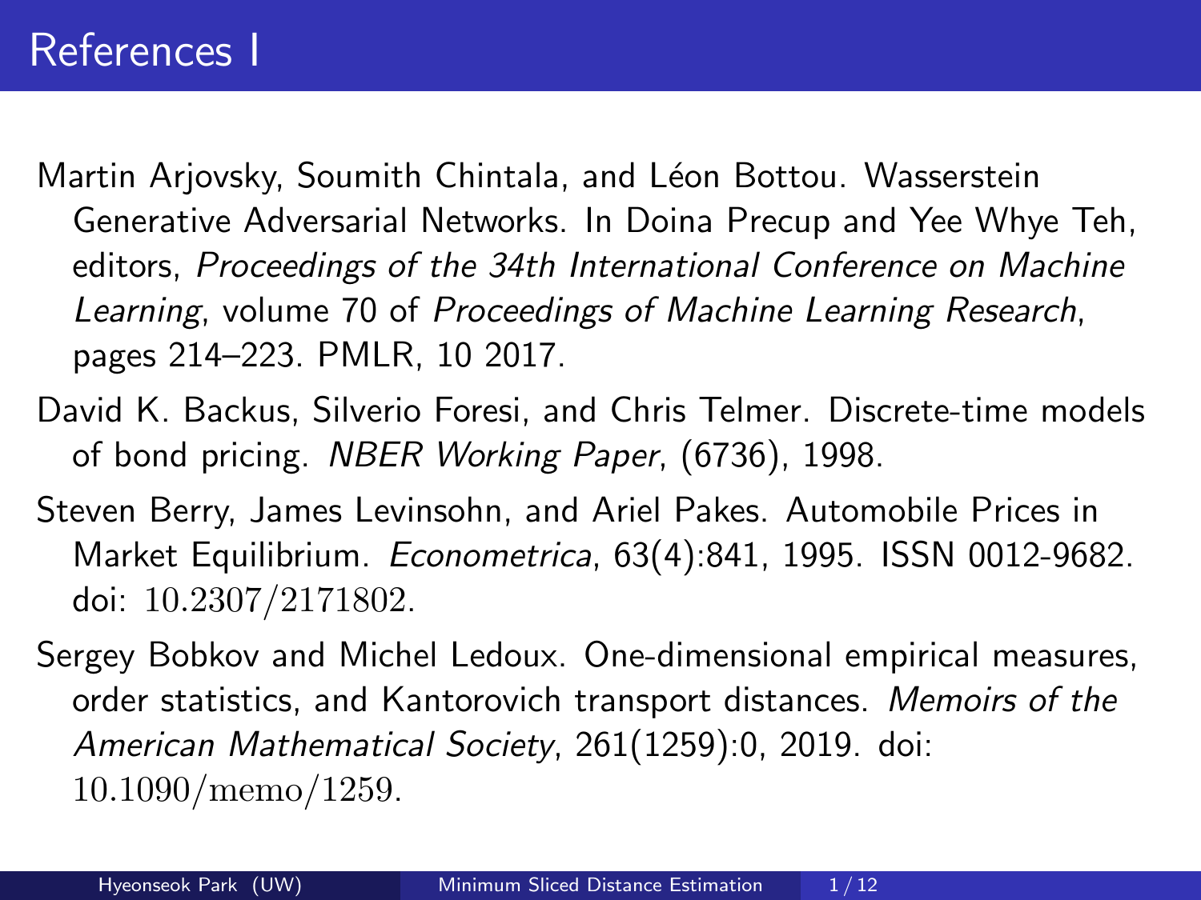# References I

Martin Arjovsky, Soumith Chintala, and Léon Bottou. Wasserstein Generative Adversarial Networks. In Doina Precup and Yee Whye Teh, editors, *Proceedings of the 34th International Conference on Machine Learning*, volume 70 of *Proceedings of Machine Learning Research*, pages 214–223. PMLR, 10 2017.

David K. Backus, Silverio Foresi, and Chris Telmer. Discrete-time models of bond pricing. *NBER Working Paper*, (6736), 1998.

Steven Berry, James Levinsohn, and Ariel Pakes. Automobile Prices in Market Equilibrium. *Econometrica*, 63(4):841, 1995. ISSN 0012-9682. doi: 10.2307/2171802.

Sergey Bobkov and Michel Ledoux. One-dimensional empirical measures, order statistics, and Kantorovich transport distances. *Memoirs of the American Mathematical Society*, 261(1259):0, 2019. doi: 10.1090/memo/1259.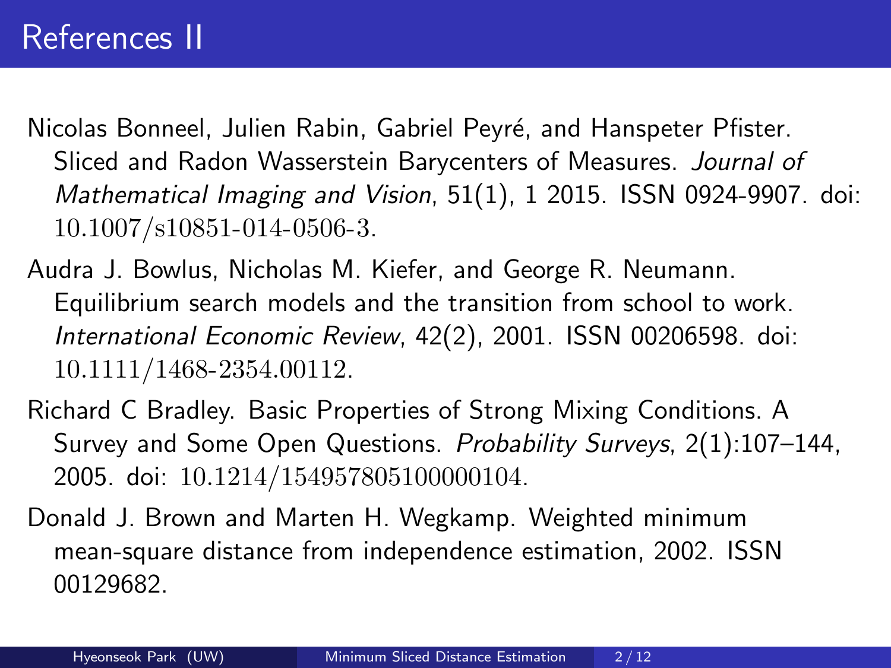# References II

Nicolas Bonneel, Julien Rabin, Gabriel Peyré, and Hanspeter Pfister. Sliced and Radon Wasserstein Barycenters of Measures. *Journal of Mathematical Imaging and Vision*, 51(1), 1 2015. ISSN 0924-9907. doi: 10.1007/s10851-014-0506-3.

Audra J. Bowlus, Nicholas M. Kiefer, and George R. Neumann. Equilibrium search models and the transition from school to work. *International Economic Review*, 42(2), 2001. ISSN 00206598. doi: 10.1111/1468-2354.00112.

Richard C Bradley. Basic Properties of Strong Mixing Conditions. A Survey and Some Open Questions. *Probability Surveys*, 2(1):107–144, 2005. doi: 10.1214/154957805100000104.

Donald J. Brown and Marten H. Wegkamp. Weighted minimum mean-square distance from independence estimation, 2002. ISSN 00129682.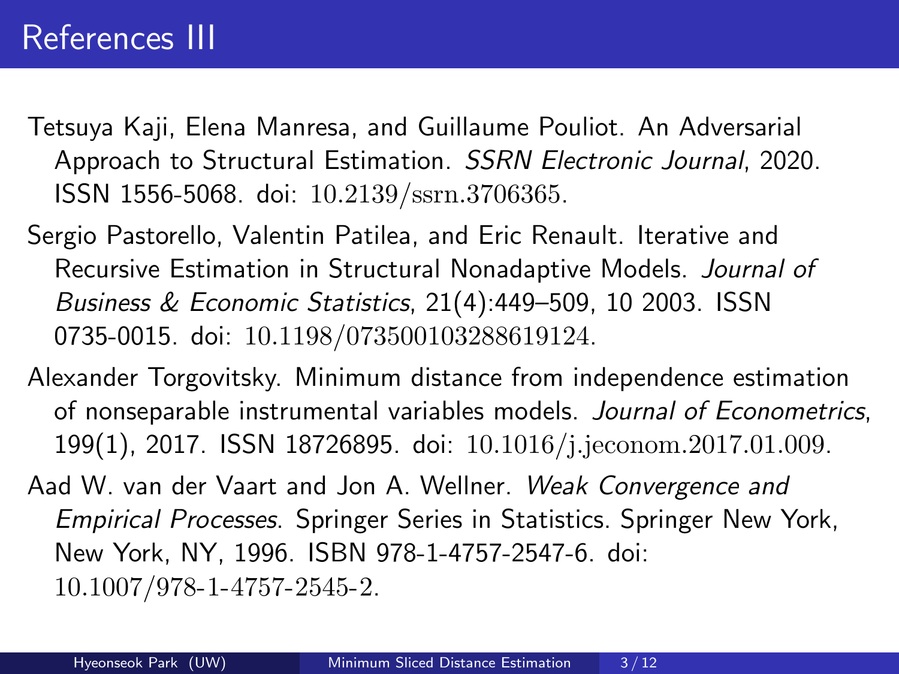# References III

Tetsuya Kaji, Elena Manresa, and Guillaume Pouliot. An Adversarial Approach to Structural Estimation. *SSRN Electronic Journal*, 2020. ISSN 1556-5068. doi: 10.2139/ssrn.3706365.

Sergio Pastorello, Valentin Patilea, and Eric Renault. Iterative and Recursive Estimation in Structural Nonadaptive Models. *Journal of Business & Economic Statistics*, 21(4):449–509, 10 2003. ISSN 0735-0015. doi: 10.1198/073500103288619124.

Alexander Torgovitsky. Minimum distance from independence estimation of nonseparable instrumental variables models. *Journal of Econometrics*, 199(1), 2017. ISSN 18726895. doi: 10.1016/j.jeconom.2017.01.009.

Aad W. van der Vaart and Jon A. Wellner. *Weak Convergence and Empirical Processes*. Springer Series in Statistics. Springer New York, New York, NY, 1996. ISBN 978-1-4757-2547-6. doi: 10.1007/978-1-4757-2545-2.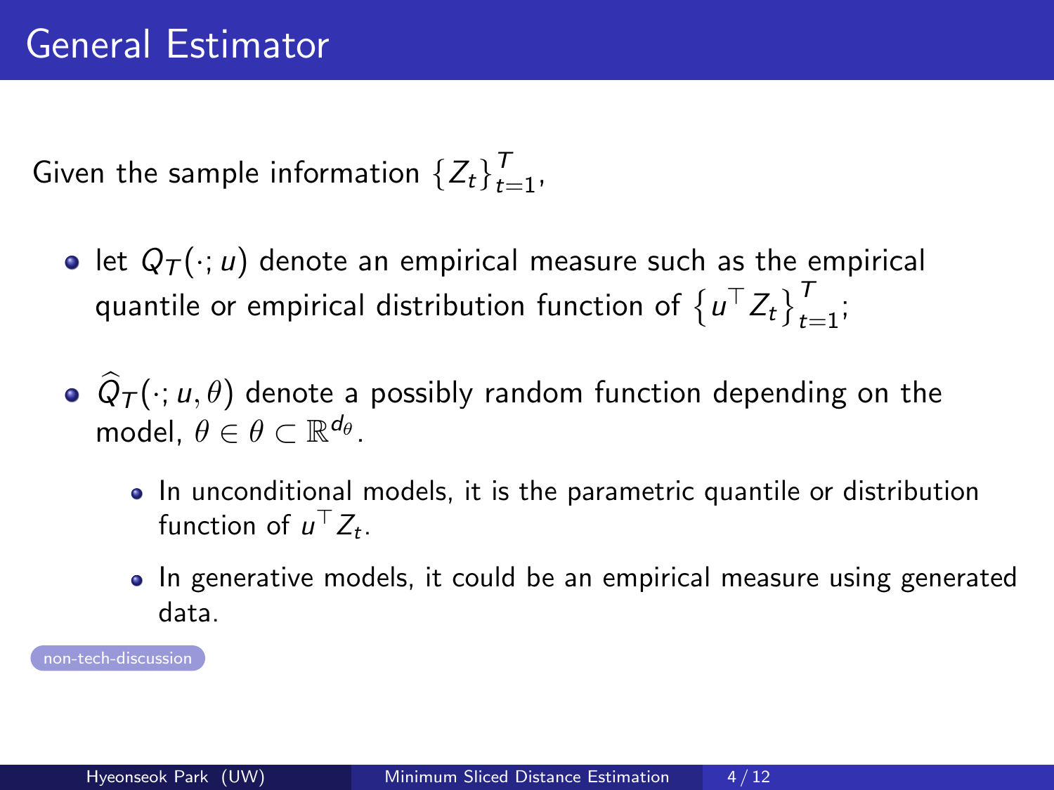# General Estimator

Given the sample information $\{Z_t\}_{t=1}^{T}$,

- let $Q_T(\cdot; u)$ denote an empirical measure such as the empirical quantile or empirical distribution function of $\{u^\top Z_t\}_{t=1}^{T}$;
- $\widehat{Q}_T(\cdot; u, \theta)$ denote a possibly random function depending on the model, $\theta \in \theta \subset \mathbb{R}^{d_\theta}$.
  - In unconditional models, it is the parametric quantile or distribution function of $u^\top Z_t$.
  - In generative models, it could be an empirical measure using generated data.

non-tech-discussion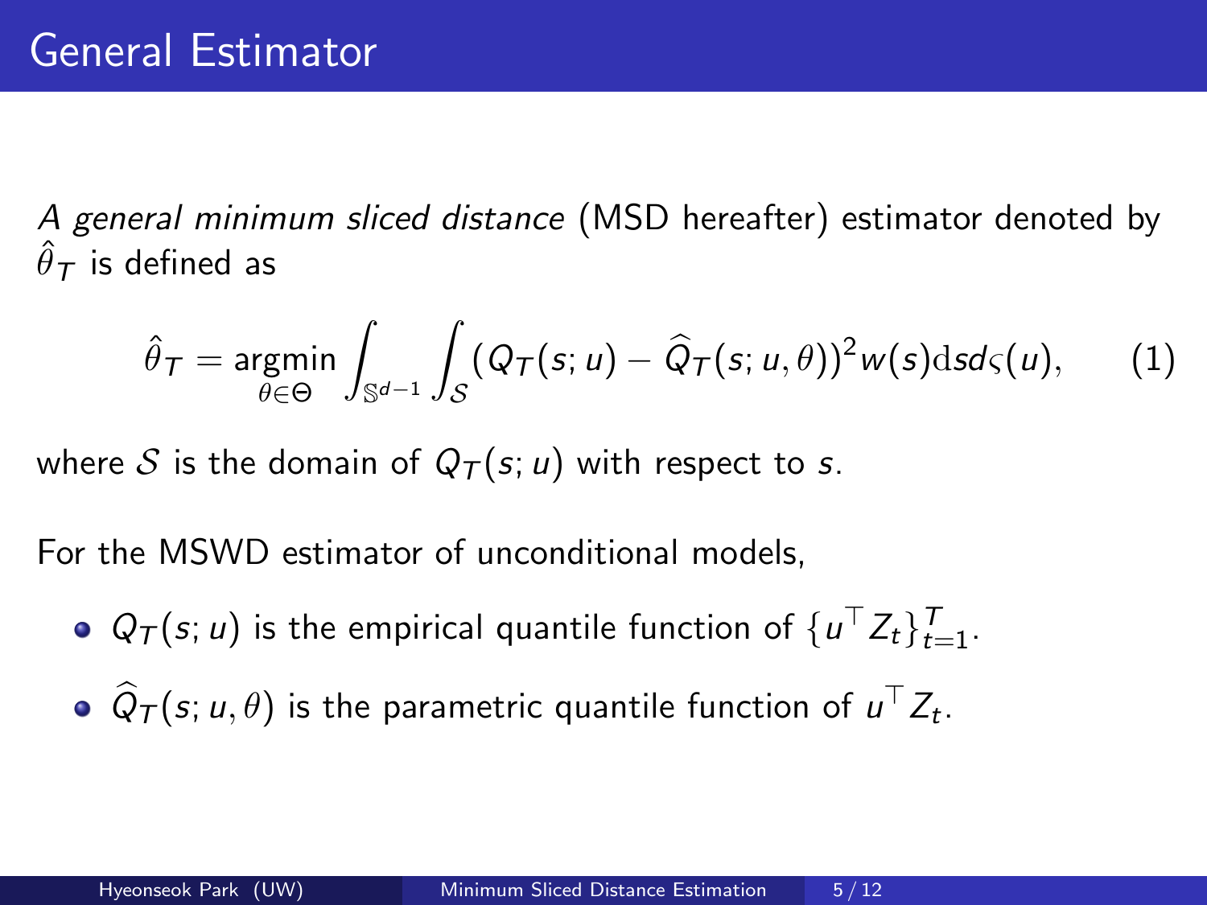# General Estimator

*A general minimum sliced distance* (MSD hereafter) estimator denoted by $\hat{\theta}_T$ is defined as

$$\hat{\theta}_T = \underset{\theta \in \Theta}{\operatorname{argmin}} \int_{\mathbb{S}^{d-1}} \int_{\mathcal{S}} (Q_T(s; u) - \widehat{Q}_T(s; u, \theta))^2 w(s) \mathrm{d}s d\varsigma(u), \tag{1}$$

where $\mathcal{S}$ is the domain of $Q_T(s; u)$ with respect to $s$.

For the MSWD estimator of unconditional models,

- $Q_T(s; u)$ is the empirical quantile function of $\{u^\top Z_t\}_{t=1}^T$.
- $\widehat{Q}_T(s; u, \theta)$ is the parametric quantile function of $u^\top Z_t$.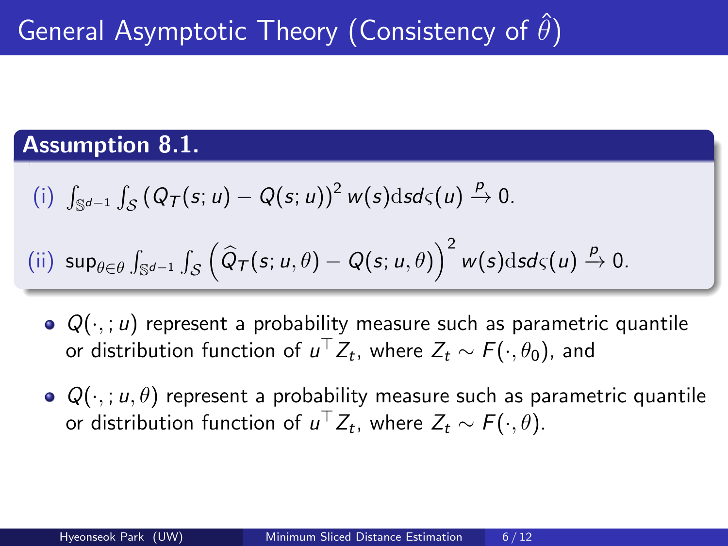# General Asymptotic Theory (Consistency of $\hat{\theta}$)

**Assumption 8.1.**

(i) $\int_{\mathbb{S}^{d-1}} \int_{\mathcal{S}} \left(Q_T(s;u) - Q(s;u)\right)^2 w(s) \mathrm{d}s d\varsigma(u) \xrightarrow{p} 0.$

(ii) $\sup_{\theta \in \theta} \int_{\mathbb{S}^{d-1}} \int_{\mathcal{S}} \left(\widehat{Q}_T(s;u,\theta) - Q(s;u,\theta)\right)^2 w(s) \mathrm{d}s d\varsigma(u) \xrightarrow{p} 0.$

- $Q(\cdot,;u)$ represent a probability measure such as parametric quantile or distribution function of $u^\top Z_t$, where $Z_t \sim F(\cdot, \theta_0)$, and
- $Q(\cdot,;u,\theta)$ represent a probability measure such as parametric quantile or distribution function of $u^\top Z_t$, where $Z_t \sim F(\cdot, \theta)$.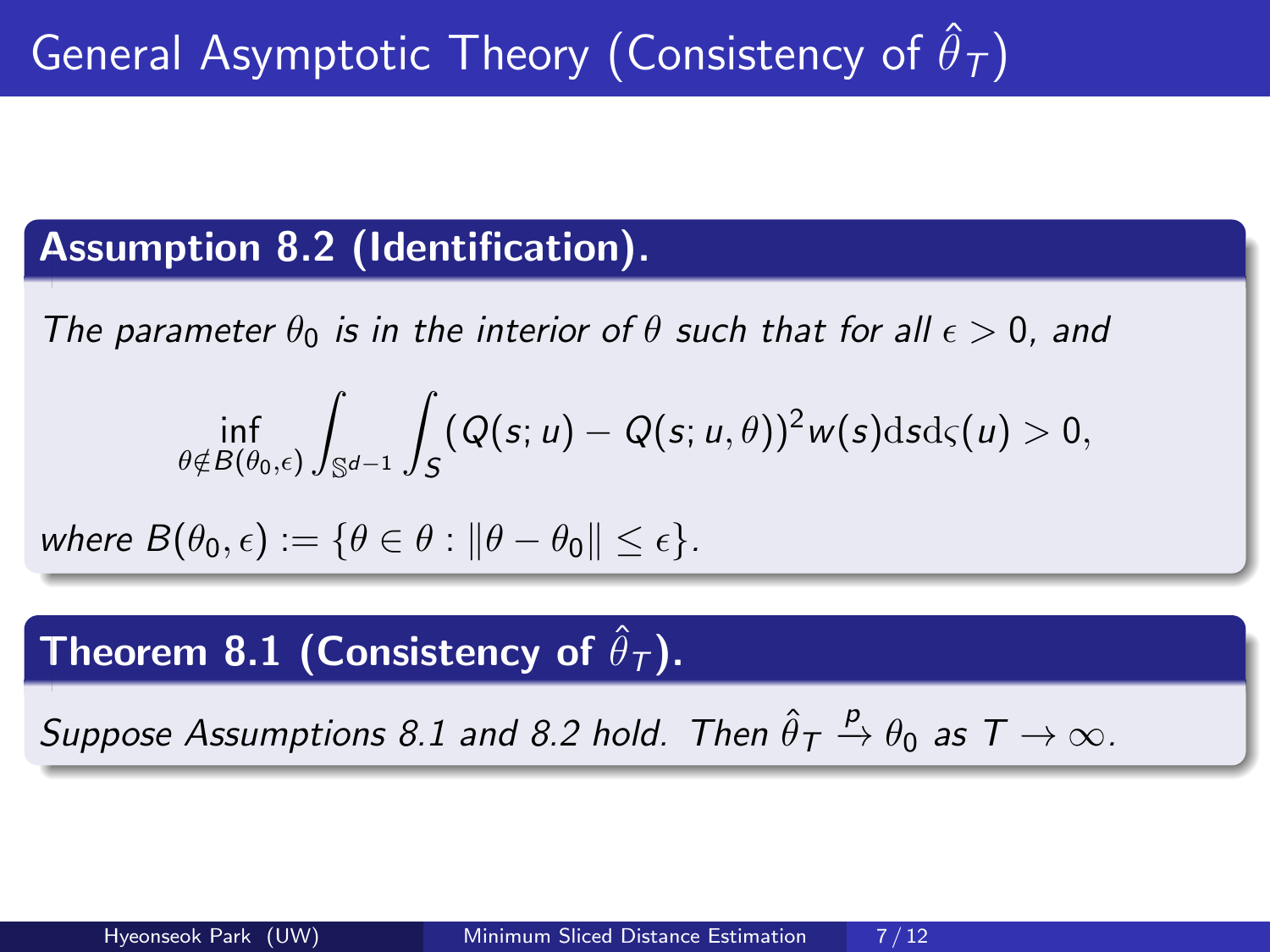# General Asymptotic Theory (Consistency of $\hat{\theta}_T$)

**Assumption 8.2 (Identification).**

*The parameter $\theta_0$ is in the interior of $\theta$ such that for all $\epsilon > 0$, and*

$$\inf_{\theta \notin B(\theta_0, \epsilon)} \int_{\mathbb{S}^{d-1}} \int_S (Q(s; u) - Q(s; u, \theta))^2 w(s) \mathrm{d}s \mathrm{d}\varsigma(u) > 0,$$

*where $B(\theta_0, \epsilon) := \{\theta \in \theta : \|\theta - \theta_0\| \leq \epsilon\}$.*

**Theorem 8.1 (Consistency of $\hat{\theta}_T$).**

*Suppose Assumptions 8.1 and 8.2 hold. Then $\hat{\theta}_T \xrightarrow{p} \theta_0$ as $T \to \infty$.*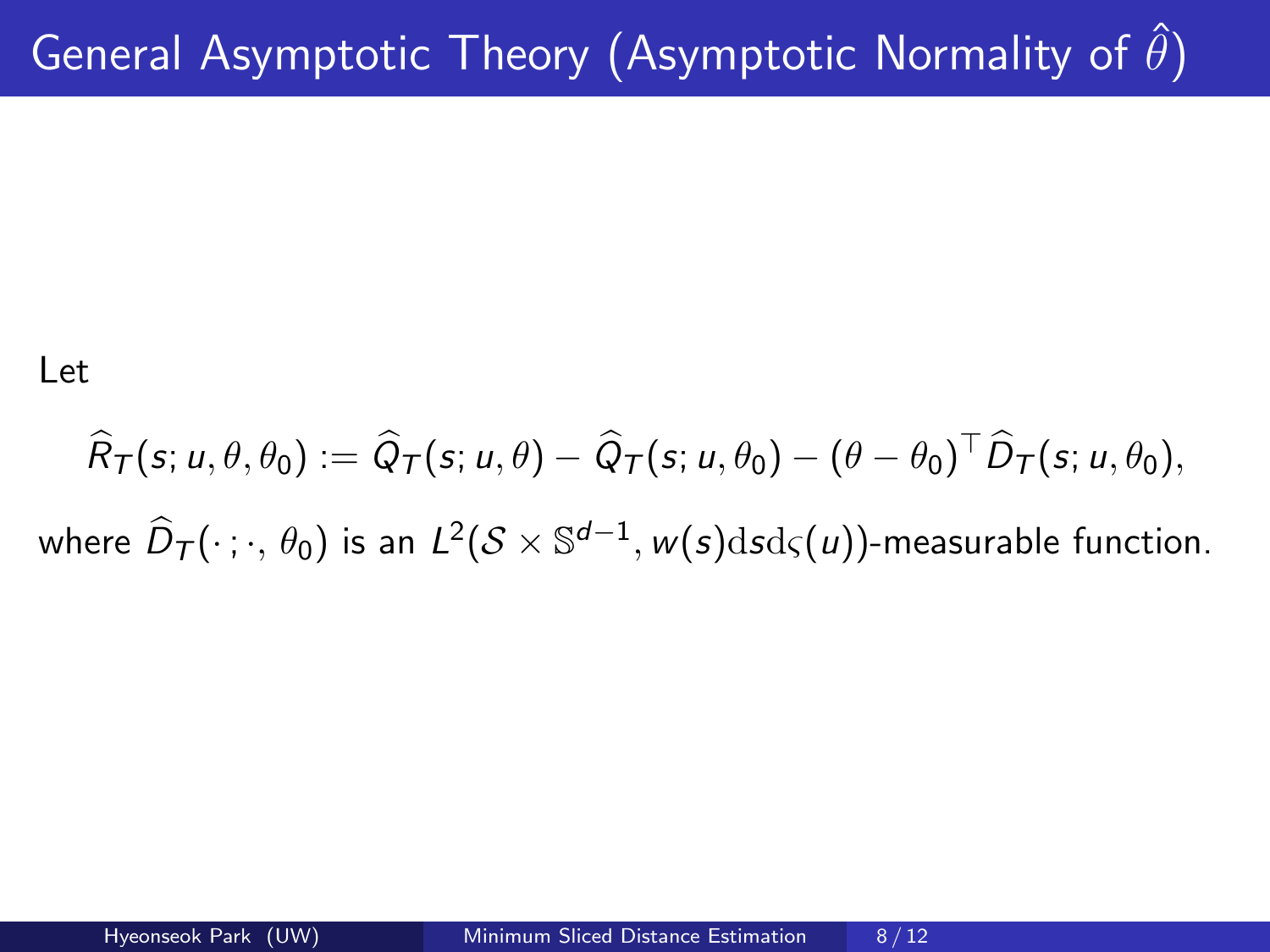# General Asymptotic Theory (Asymptotic Normality of $\hat{\theta}$)

Let

$$\widehat{R}_T(s; u, \theta, \theta_0) := \widehat{Q}_T(s; u, \theta) - \widehat{Q}_T(s; u, \theta_0) - (\theta - \theta_0)^\top \widehat{D}_T(s; u, \theta_0),$$

where $\widehat{D}_T(\cdot\,;\cdot,\,\theta_0)$ is an $L^2(\mathcal{S} \times \mathbb{S}^{d-1}, w(s)\mathrm{d}s\mathrm{d}\varsigma(u))$-measurable function.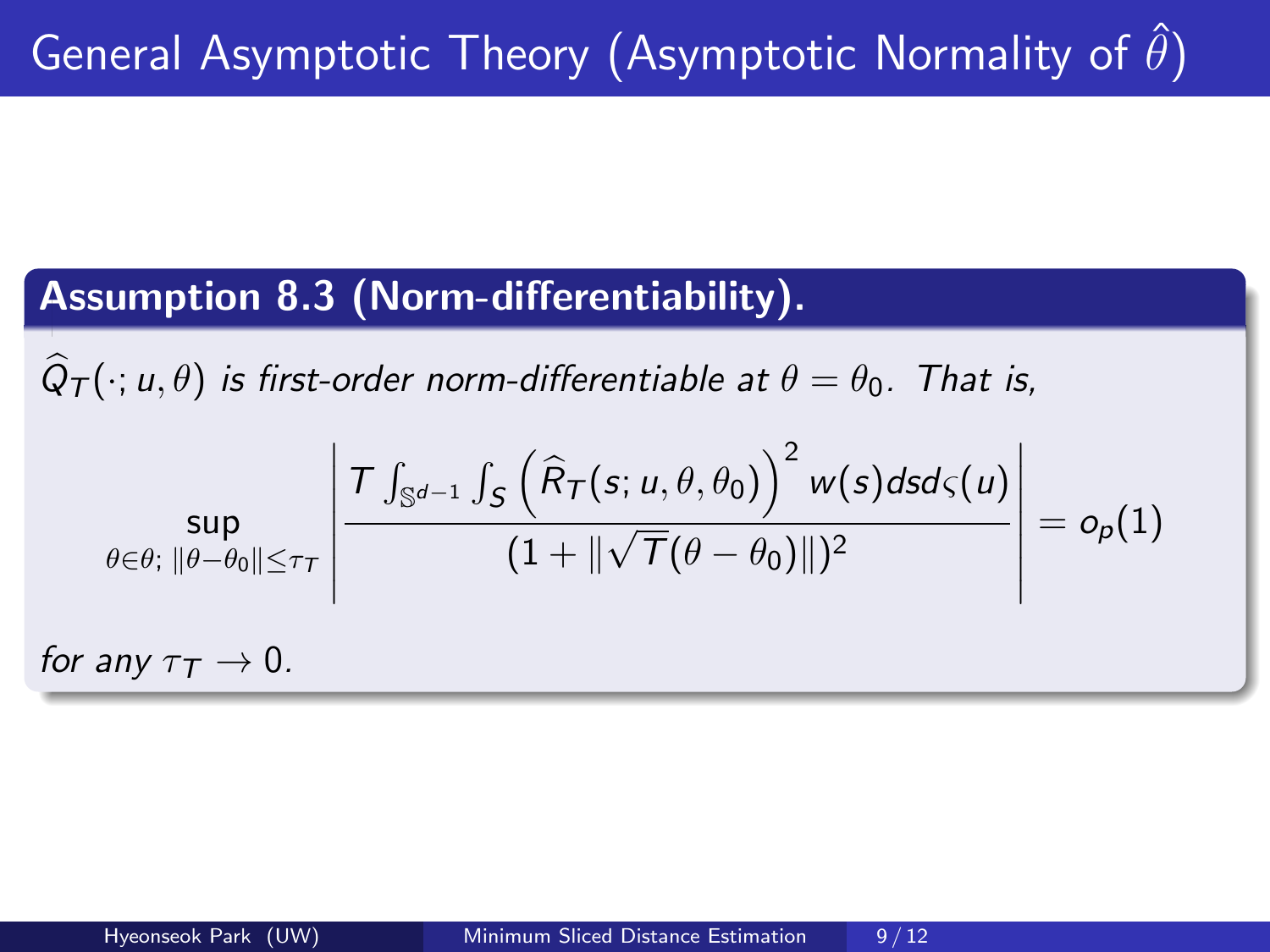# General Asymptotic Theory (Asymptotic Normality of $\hat{\theta}$)

**Assumption 8.3 (Norm-differentiability).**

*$\widehat{Q}_T(\cdot; u, \theta)$ is first-order norm-differentiable at $\theta = \theta_0$. That is,*

$$\sup_{\theta \in \theta;\ \|\theta - \theta_0\| \leq \tau_T} \left| \frac{T \int_{\mathbb{S}^{d-1}} \int_S \left( \widehat{R}_T(s; u, \theta, \theta_0) \right)^2 w(s) ds d\varsigma(u)}{(1 + \|\sqrt{T}(\theta - \theta_0)\|)^2} \right| = o_p(1)$$

*for any $\tau_T \to 0$.*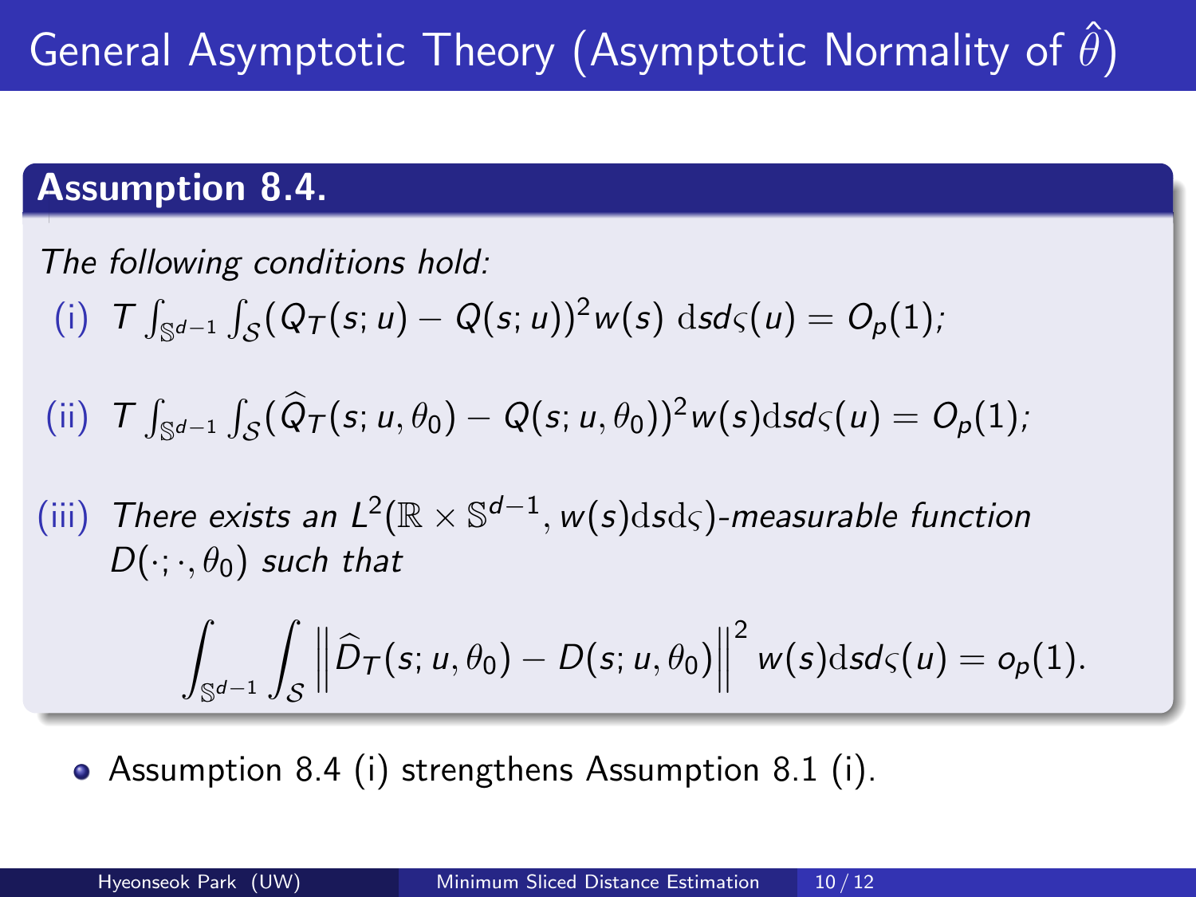# General Asymptotic Theory (Asymptotic Normality of $\hat{\theta}$)

**Assumption 8.4.**

*The following conditions hold:*

(i) $T \int_{\mathbb{S}^{d-1}} \int_{\mathcal{S}} (Q_T(s;u) - Q(s;u))^2 w(s) \, \mathrm{d}s d\varsigma(u) = O_p(1)$;

(ii) $T \int_{\mathbb{S}^{d-1}} \int_{\mathcal{S}} (\widehat{Q}_T(s;u,\theta_0) - Q(s;u,\theta_0))^2 w(s) \mathrm{d}s d\varsigma(u) = O_p(1)$;

(iii) *There exists an* $L^2(\mathbb{R} \times \mathbb{S}^{d-1}, w(s)\mathrm{d}s\mathrm{d}\varsigma)$*-measurable function* $D(\cdot;\cdot,\theta_0)$ *such that*

$$\int_{\mathbb{S}^{d-1}} \int_{\mathcal{S}} \left\| \widehat{D}_T(s;u,\theta_0) - D(s;u,\theta_0) \right\|^2 w(s) \mathrm{d}s d\varsigma(u) = o_p(1).$$

- Assumption 8.4 (i) strengthens Assumption 8.1 (i).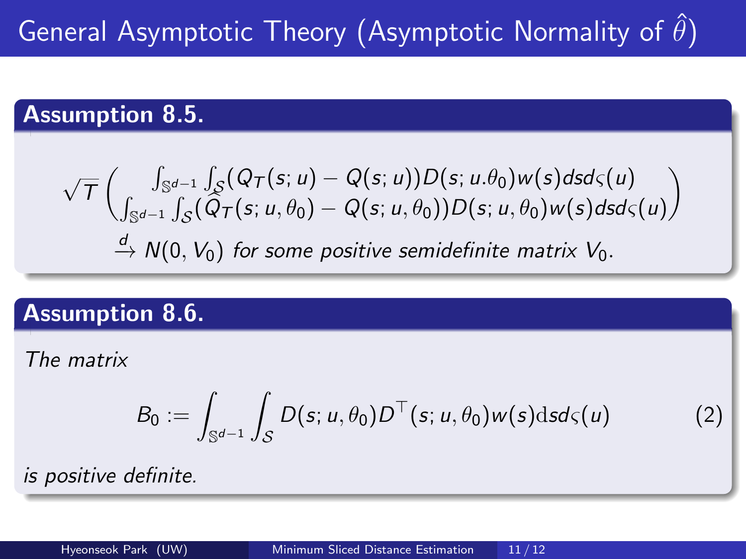# General Asymptotic Theory (Asymptotic Normality of $\hat{\theta}$)

**Assumption 8.5.**

$$\sqrt{T}\begin{pmatrix} \int_{\mathbb{S}^{d-1}}\int_{\mathcal{S}}(Q_T(s;u) - Q(s;u))D(s;u.\theta_0)w(s)dsd\varsigma(u) \\ \int_{\mathbb{S}^{d-1}}\int_{\mathcal{S}}(\widehat{Q}_T(s;u,\theta_0) - Q(s;u,\theta_0))D(s;u,\theta_0)w(s)dsd\varsigma(u) \end{pmatrix}$$

$\xrightarrow{d} N(0, V_0)$ *for some positive semidefinite matrix* $V_0$.

**Assumption 8.6.**

*The matrix*

$$B_0 := \int_{\mathbb{S}^{d-1}}\int_{\mathcal{S}} D(s;u,\theta_0)D^\top(s;u,\theta_0)w(s)\mathrm{d}sd\varsigma(u) \tag{2}$$

*is positive definite.*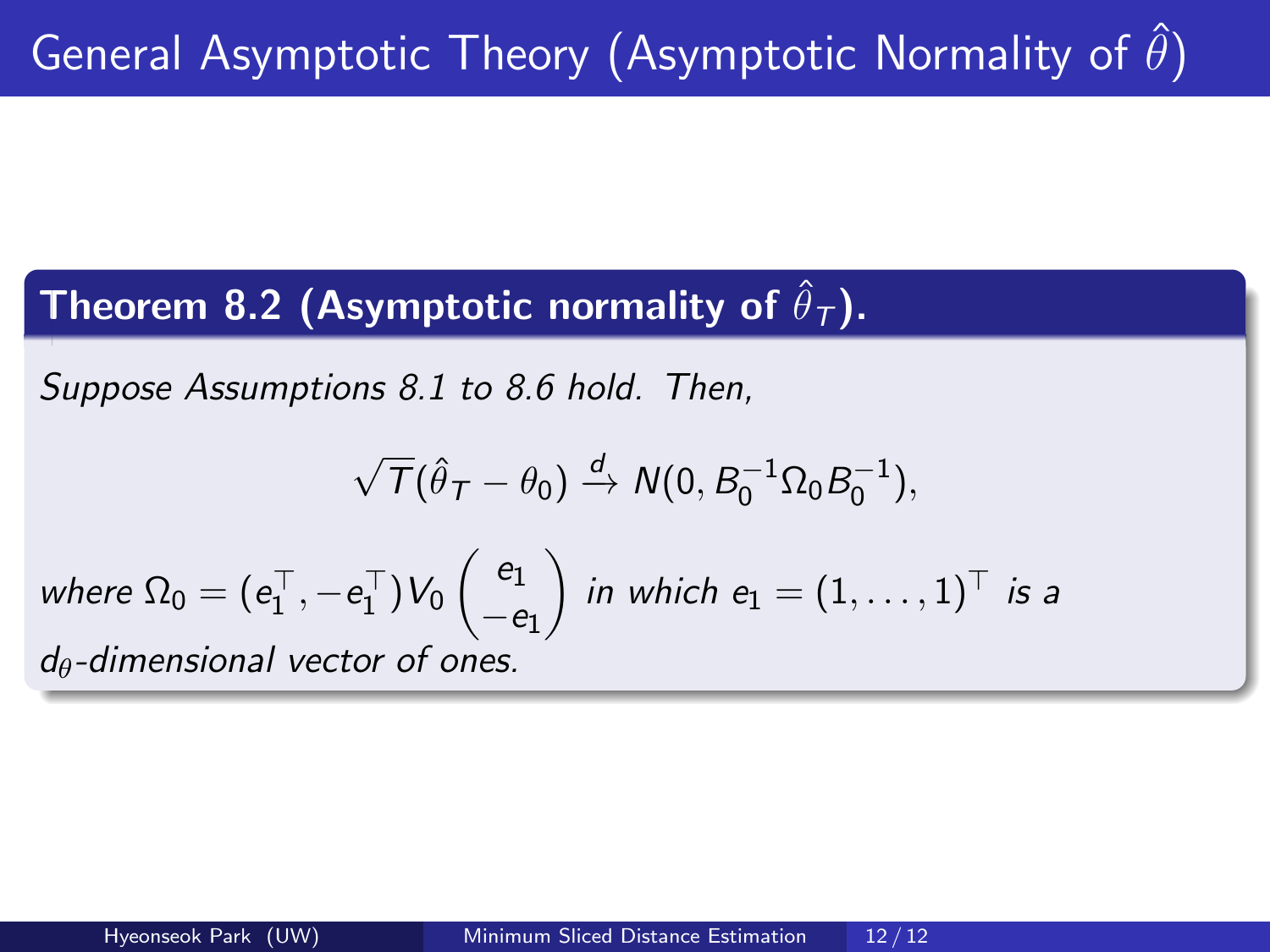# General Asymptotic Theory (Asymptotic Normality of $\hat{\theta}$)

**Theorem 8.2 (Asymptotic normality of $\hat{\theta}_T$).**

*Suppose Assumptions 8.1 to 8.6 hold. Then,*

$$\sqrt{T}(\hat{\theta}_T - \theta_0) \xrightarrow{d} N(0, B_0^{-1}\Omega_0 B_0^{-1}),$$

*where* $\Omega_0 = (e_1^\top, -e_1^\top) V_0 \begin{pmatrix} e_1 \\ -e_1 \end{pmatrix}$ *in which* $e_1 = (1, \ldots, 1)^\top$ *is a* $d_\theta$*-dimensional vector of ones.*